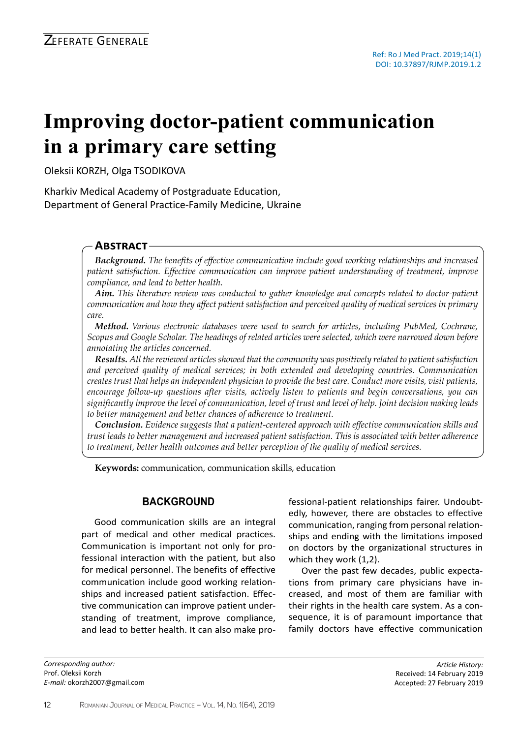Zeferate Generale

Ref: Ro J Med Pract. 2019;14(1)
DOI: 10.37897/RJMP.2019.1.2

# Improving doctor-patient communication in a primary care setting

Oleksii KORZH, Olga TSODIKOVA

Kharkiv Medical Academy of Postgraduate Education, Department of General Practice-Family Medicine, Ukraine

## Abstract

***Background.*** *The benefits of effective communication include good working relationships and increased patient satisfaction. Effective communication can improve patient understanding of treatment, improve compliance, and lead to better health.*

***Aim.*** *This literature review was conducted to gather knowledge and concepts related to doctor-patient communication and how they affect patient satisfaction and perceived quality of medical services in primary care.*

***Method.*** *Various electronic databases were used to search for articles, including PubMed, Cochrane, Scopus and Google Scholar. The headings of related articles were selected, which were narrowed down before annotating the articles concerned.*

***Results.*** *All the reviewed articles showed that the community was positively related to patient satisfaction and perceived quality of medical services; in both extended and developing countries. Communication creates trust that helps an independent physician to provide the best care. Conduct more visits, visit patients, encourage follow-up questions after visits, actively listen to patients and begin conversations, you can significantly improve the level of communication, level of trust and level of help. Joint decision making leads to better management and better chances of adherence to treatment.*

***Conclusion.*** *Evidence suggests that a patient-centered approach with effective communication skills and trust leads to better management and increased patient satisfaction. This is associated with better adherence to treatment, better health outcomes and better perception of the quality of medical services.*

**Keywords:** communication, communication skills, education

## BACKGROUND

Good communication skills are an integral part of medical and other medical practices. Communication is important not only for professional interaction with the patient, but also for medical personnel. The benefits of effective communication include good working relationships and increased patient satisfaction. Effective communication can improve patient understanding of treatment, improve compliance, and lead to better health. It can also make professional-patient relationships fairer. Undoubtedly, however, there are obstacles to effective communication, ranging from personal relationships and ending with the limitations imposed on doctors by the organizational structures in which they work (1,2).

Over the past few decades, public expectations from primary care physicians have increased, and most of them are familiar with their rights in the health care system. As a consequence, it is of paramount importance that family doctors have effective communication

*Corresponding author:*
Prof. Oleksii Korzh
*E-mail:* okorzh2007@gmail.com

*Article History:*
Received: 14 February 2019
Accepted: 27 February 2019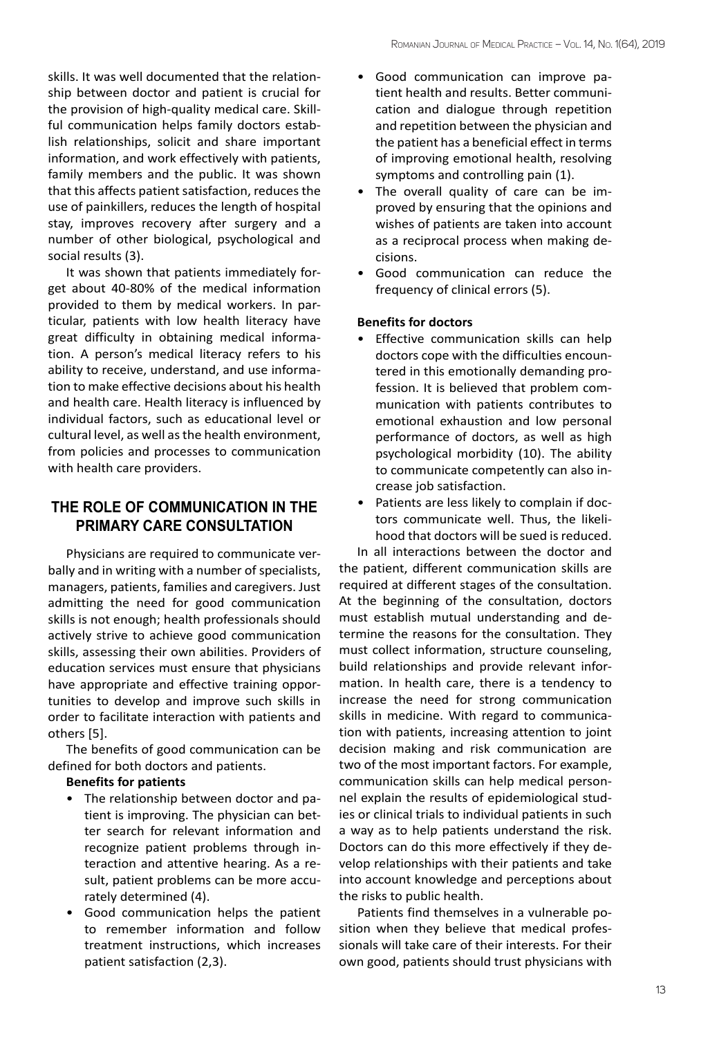skills. It was well documented that the relationship between doctor and patient is crucial for the provision of high-quality medical care. Skillful communication helps family doctors establish relationships, solicit and share important information, and work effectively with patients, family members and the public. It was shown that this affects patient satisfaction, reduces the use of painkillers, reduces the length of hospital stay, improves recovery after surgery and a number of other biological, psychological and social results (3).

It was shown that patients immediately forget about 40-80% of the medical information provided to them by medical workers. In particular, patients with low health literacy have great difficulty in obtaining medical information. A person's medical literacy refers to his ability to receive, understand, and use information to make effective decisions about his health and health care. Health literacy is influenced by individual factors, such as educational level or cultural level, as well as the health environment, from policies and processes to communication with health care providers.

## THE ROLE OF COMMUNICATION IN THE PRIMARY CARE CONSULTATION

Physicians are required to communicate verbally and in writing with a number of specialists, managers, patients, families and caregivers. Just admitting the need for good communication skills is not enough; health professionals should actively strive to achieve good communication skills, assessing their own abilities. Providers of education services must ensure that physicians have appropriate and effective training opportunities to develop and improve such skills in order to facilitate interaction with patients and others [5].

The benefits of good communication can be defined for both doctors and patients.

**Benefits for patients**

- The relationship between doctor and patient is improving. The physician can better search for relevant information and recognize patient problems through interaction and attentive hearing. As a result, patient problems can be more accurately determined (4).
- Good communication helps the patient to remember information and follow treatment instructions, which increases patient satisfaction (2,3).
- Good communication can improve patient health and results. Better communication and dialogue through repetition and repetition between the physician and the patient has a beneficial effect in terms of improving emotional health, resolving symptoms and controlling pain (1).
- The overall quality of care can be improved by ensuring that the opinions and wishes of patients are taken into account as a reciprocal process when making decisions.
- Good communication can reduce the frequency of clinical errors (5).

**Benefits for doctors**

- Effective communication skills can help doctors cope with the difficulties encountered in this emotionally demanding profession. It is believed that problem communication with patients contributes to emotional exhaustion and low personal performance of doctors, as well as high psychological morbidity (10). The ability to communicate competently can also increase job satisfaction.
- Patients are less likely to complain if doctors communicate well. Thus, the likelihood that doctors will be sued is reduced.

In all interactions between the doctor and the patient, different communication skills are required at different stages of the consultation. At the beginning of the consultation, doctors must establish mutual understanding and determine the reasons for the consultation. They must collect information, structure counseling, build relationships and provide relevant information. In health care, there is a tendency to increase the need for strong communication skills in medicine. With regard to communication with patients, increasing attention to joint decision making and risk communication are two of the most important factors. For example, communication skills can help medical personnel explain the results of epidemiological studies or clinical trials to individual patients in such a way as to help patients understand the risk. Doctors can do this more effectively if they develop relationships with their patients and take into account knowledge and perceptions about the risks to public health.

Patients find themselves in a vulnerable position when they believe that medical professionals will take care of their interests. For their own good, patients should trust physicians with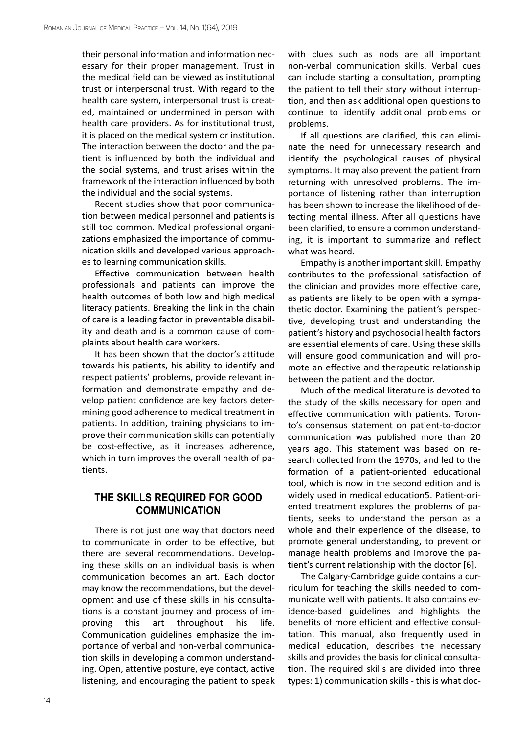their personal information and information necessary for their proper management. Trust in the medical field can be viewed as institutional trust or interpersonal trust. With regard to the health care system, interpersonal trust is created, maintained or undermined in person with health care providers. As for institutional trust, it is placed on the medical system or institution. The interaction between the doctor and the patient is influenced by both the individual and the social systems, and trust arises within the framework of the interaction influenced by both the individual and the social systems.

Recent studies show that poor communication between medical personnel and patients is still too common. Medical professional organizations emphasized the importance of communication skills and developed various approaches to learning communication skills.

Effective communication between health professionals and patients can improve the health outcomes of both low and high medical literacy patients. Breaking the link in the chain of care is a leading factor in preventable disability and death and is a common cause of complaints about health care workers.

It has been shown that the doctor's attitude towards his patients, his ability to identify and respect patients' problems, provide relevant information and demonstrate empathy and develop patient confidence are key factors determining good adherence to medical treatment in patients. In addition, training physicians to improve their communication skills can potentially be cost-effective, as it increases adherence, which in turn improves the overall health of patients.

## THE SKILLS REQUIRED FOR GOOD COMMUNICATION

There is not just one way that doctors need to communicate in order to be effective, but there are several recommendations. Developing these skills on an individual basis is when communication becomes an art. Each doctor may know the recommendations, but the development and use of these skills in his consultations is a constant journey and process of improving this art throughout his life. Communication guidelines emphasize the importance of verbal and non-verbal communication skills in developing a common understanding. Open, attentive posture, eye contact, active listening, and encouraging the patient to speak with clues such as nods are all important non-verbal communication skills. Verbal cues can include starting a consultation, prompting the patient to tell their story without interruption, and then ask additional open questions to continue to identify additional problems or problems.

If all questions are clarified, this can eliminate the need for unnecessary research and identify the psychological causes of physical symptoms. It may also prevent the patient from returning with unresolved problems. The importance of listening rather than interruption has been shown to increase the likelihood of detecting mental illness. After all questions have been clarified, to ensure a common understanding, it is important to summarize and reflect what was heard.

Empathy is another important skill. Empathy contributes to the professional satisfaction of the clinician and provides more effective care, as patients are likely to be open with a sympathetic doctor. Examining the patient's perspective, developing trust and understanding the patient's history and psychosocial health factors are essential elements of care. Using these skills will ensure good communication and will promote an effective and therapeutic relationship between the patient and the doctor.

Much of the medical literature is devoted to the study of the skills necessary for open and effective communication with patients. Toronto's consensus statement on patient-to-doctor communication was published more than 20 years ago. This statement was based on research collected from the 1970s, and led to the formation of a patient-oriented educational tool, which is now in the second edition and is widely used in medical education5. Patient-oriented treatment explores the problems of patients, seeks to understand the person as a whole and their experience of the disease, to promote general understanding, to prevent or manage health problems and improve the patient's current relationship with the doctor [6].

The Calgary-Cambridge guide contains a curriculum for teaching the skills needed to communicate well with patients. It also contains evidence-based guidelines and highlights the benefits of more efficient and effective consultation. This manual, also frequently used in medical education, describes the necessary skills and provides the basis for clinical consultation. The required skills are divided into three types: 1) communication skills - this is what doc-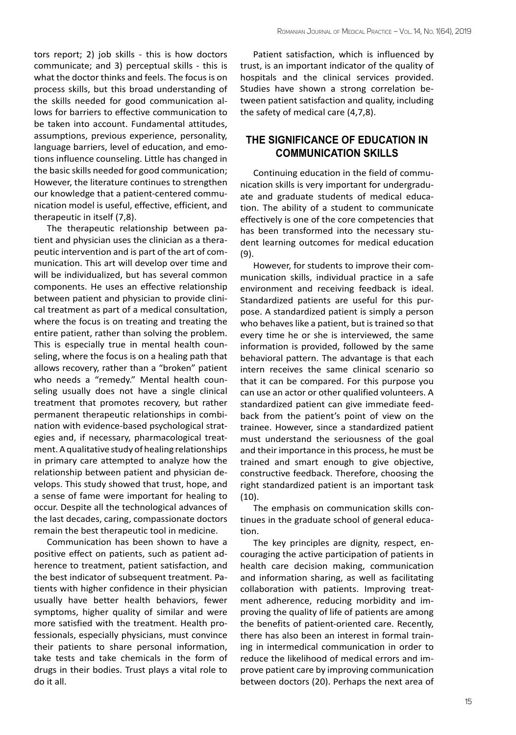tors report; 2) job skills - this is how doctors communicate; and 3) perceptual skills - this is what the doctor thinks and feels. The focus is on process skills, but this broad understanding of the skills needed for good communication allows for barriers to effective communication to be taken into account. Fundamental attitudes, assumptions, previous experience, personality, language barriers, level of education, and emotions influence counseling. Little has changed in the basic skills needed for good communication; However, the literature continues to strengthen our knowledge that a patient-centered communication model is useful, effective, efficient, and therapeutic in itself (7,8).

The therapeutic relationship between patient and physician uses the clinician as a therapeutic intervention and is part of the art of communication. This art will develop over time and will be individualized, but has several common components. He uses an effective relationship between patient and physician to provide clinical treatment as part of a medical consultation, where the focus is on treating and treating the entire patient, rather than solving the problem. This is especially true in mental health counseling, where the focus is on a healing path that allows recovery, rather than a "broken" patient who needs a "remedy." Mental health counseling usually does not have a single clinical treatment that promotes recovery, but rather permanent therapeutic relationships in combination with evidence-based psychological strategies and, if necessary, pharmacological treatment. A qualitative study of healing relationships in primary care attempted to analyze how the relationship between patient and physician develops. This study showed that trust, hope, and a sense of fame were important for healing to occur. Despite all the technological advances of the last decades, caring, compassionate doctors remain the best therapeutic tool in medicine.

Communication has been shown to have a positive effect on patients, such as patient adherence to treatment, patient satisfaction, and the best indicator of subsequent treatment. Patients with higher confidence in their physician usually have better health behaviors, fewer symptoms, higher quality of similar and were more satisfied with the treatment. Health professionals, especially physicians, must convince their patients to share personal information, take tests and take chemicals in the form of drugs in their bodies. Trust plays a vital role to do it all.

Patient satisfaction, which is influenced by trust, is an important indicator of the quality of hospitals and the clinical services provided. Studies have shown a strong correlation between patient satisfaction and quality, including the safety of medical care (4,7,8).

## THE SIGNIFICANCE OF EDUCATION IN COMMUNICATION SKILLS

Continuing education in the field of communication skills is very important for undergraduate and graduate students of medical education. The ability of a student to communicate effectively is one of the core competencies that has been transformed into the necessary student learning outcomes for medical education (9).

However, for students to improve their communication skills, individual practice in a safe environment and receiving feedback is ideal. Standardized patients are useful for this purpose. A standardized patient is simply a person who behaves like a patient, but is trained so that every time he or she is interviewed, the same information is provided, followed by the same behavioral pattern. The advantage is that each intern receives the same clinical scenario so that it can be compared. For this purpose you can use an actor or other qualified volunteers. A standardized patient can give immediate feedback from the patient's point of view on the trainee. However, since a standardized patient must understand the seriousness of the goal and their importance in this process, he must be trained and smart enough to give objective, constructive feedback. Therefore, choosing the right standardized patient is an important task (10).

The emphasis on communication skills continues in the graduate school of general education.

The key principles are dignity, respect, encouraging the active participation of patients in health care decision making, communication and information sharing, as well as facilitating collaboration with patients. Improving treatment adherence, reducing morbidity and improving the quality of life of patients are among the benefits of patient-oriented care. Recently, there has also been an interest in formal training in intermedical communication in order to reduce the likelihood of medical errors and improve patient care by improving communication between doctors (20). Perhaps the next area of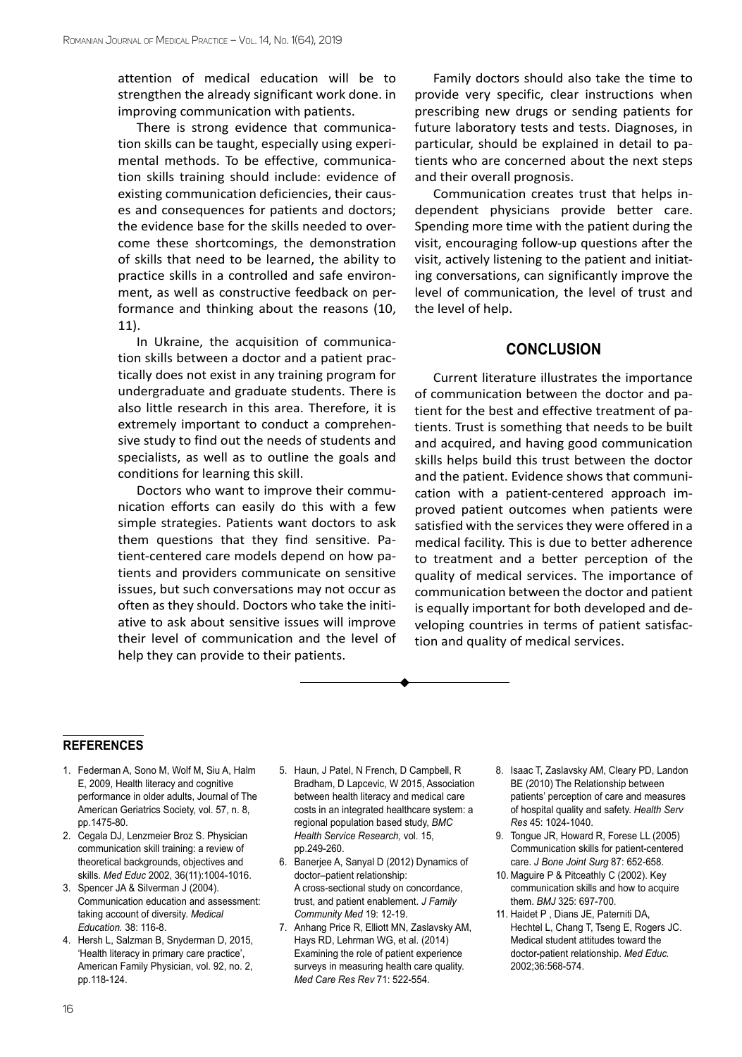attention of medical education will be to strengthen the already significant work done. in improving communication with patients.

There is strong evidence that communication skills can be taught, especially using experimental methods. To be effective, communication skills training should include: evidence of existing communication deficiencies, their causes and consequences for patients and doctors; the evidence base for the skills needed to overcome these shortcomings, the demonstration of skills that need to be learned, the ability to practice skills in a controlled and safe environment, as well as constructive feedback on performance and thinking about the reasons (10, 11).

In Ukraine, the acquisition of communication skills between a doctor and a patient practically does not exist in any training program for undergraduate and graduate students. There is also little research in this area. Therefore, it is extremely important to conduct a comprehensive study to find out the needs of students and specialists, as well as to outline the goals and conditions for learning this skill.

Doctors who want to improve their communication efforts can easily do this with a few simple strategies. Patients want doctors to ask them questions that they find sensitive. Patient-centered care models depend on how patients and providers communicate on sensitive issues, but such conversations may not occur as often as they should. Doctors who take the initiative to ask about sensitive issues will improve their level of communication and the level of help they can provide to their patients.

Family doctors should also take the time to provide very specific, clear instructions when prescribing new drugs or sending patients for future laboratory tests and tests. Diagnoses, in particular, should be explained in detail to patients who are concerned about the next steps and their overall prognosis.

Communication creates trust that helps independent physicians provide better care. Spending more time with the patient during the visit, encouraging follow-up questions after the visit, actively listening to the patient and initiating conversations, can significantly improve the level of communication, the level of trust and the level of help.

## CONCLUSION

Current literature illustrates the importance of communication between the doctor and patient for the best and effective treatment of patients. Trust is something that needs to be built and acquired, and having good communication skills helps build this trust between the doctor and the patient. Evidence shows that communication with a patient-centered approach improved patient outcomes when patients were satisfied with the services they were offered in a medical facility. This is due to better adherence to treatment and a better perception of the quality of medical services. The importance of communication between the doctor and patient is equally important for both developed and developing countries in terms of patient satisfaction and quality of medical services.

## REFERENCES

1. Federman A, Sono M, Wolf M, Siu A, Halm E, 2009, Health literacy and cognitive performance in older adults, Journal of The American Geriatrics Society, vol. 57, n. 8, pp.1475-80.
2. Cegala DJ, Lenzmeier Broz S. Physician communication skill training: a review of theoretical backgrounds, objectives and skills. *Med Educ* 2002, 36(11):1004-1016.
3. Spencer JA & Silverman J (2004). Communication education and assessment: taking account of diversity. *Medical Education.* 38: 116-8.
4. Hersh L, Salzman B, Snyderman D, 2015, 'Health literacy in primary care practice', American Family Physician, vol. 92, no. 2, pp.118-124.
5. Haun, J Patel, N French, D Campbell, R Bradham, D Lapcevic, W 2015, Association between health literacy and medical care costs in an integrated healthcare system: a regional population based study, *BMC Health Service Research,* vol. 15, pp.249-260.
6. Banerjee A, Sanyal D (2012) Dynamics of doctor–patient relationship: A cross-sectional study on concordance, trust, and patient enablement. *J Family Community Med* 19: 12-19.
7. Anhang Price R, Elliott MN, Zaslavsky AM, Hays RD, Lehrman WG, et al. (2014) Examining the role of patient experience surveys in measuring health care quality. *Med Care Res Rev* 71: 522-554.
8. Isaac T, Zaslavsky AM, Cleary PD, Landon BE (2010) The Relationship between patients' perception of care and measures of hospital quality and safety. *Health Serv Res* 45: 1024-1040.
9. Tongue JR, Howard R, Forese LL (2005) Communication skills for patient-centered care. *J Bone Joint Surg* 87: 652-658.
10. Maguire P & Pitceathly C (2002). Key communication skills and how to acquire them. *BMJ* 325: 697-700.
11. Haidet P , Dians JE, Paterniti DA, Hechtel L, Chang T, Tseng E, Rogers JC. Medical student attitudes toward the doctor-patient relationship. *Med Educ.* 2002;36:568-574.